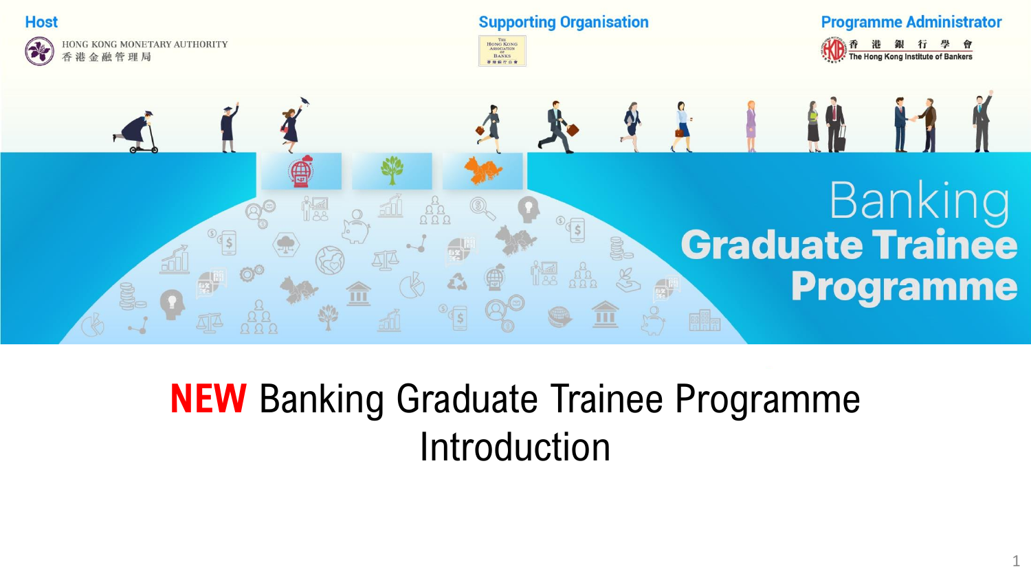**Host**

HONG KONG MONETARY AUTHORITY
香港金融管理局

**Supporting Organisation**

The Hong Kong Association of Banks
香港銀行公會

**Programme Administrator**

香港銀行學會
The Hong Kong Institute of Bankers

# Banking Graduate Trainee Programme

# **NEW** Banking Graduate Trainee Programme Introduction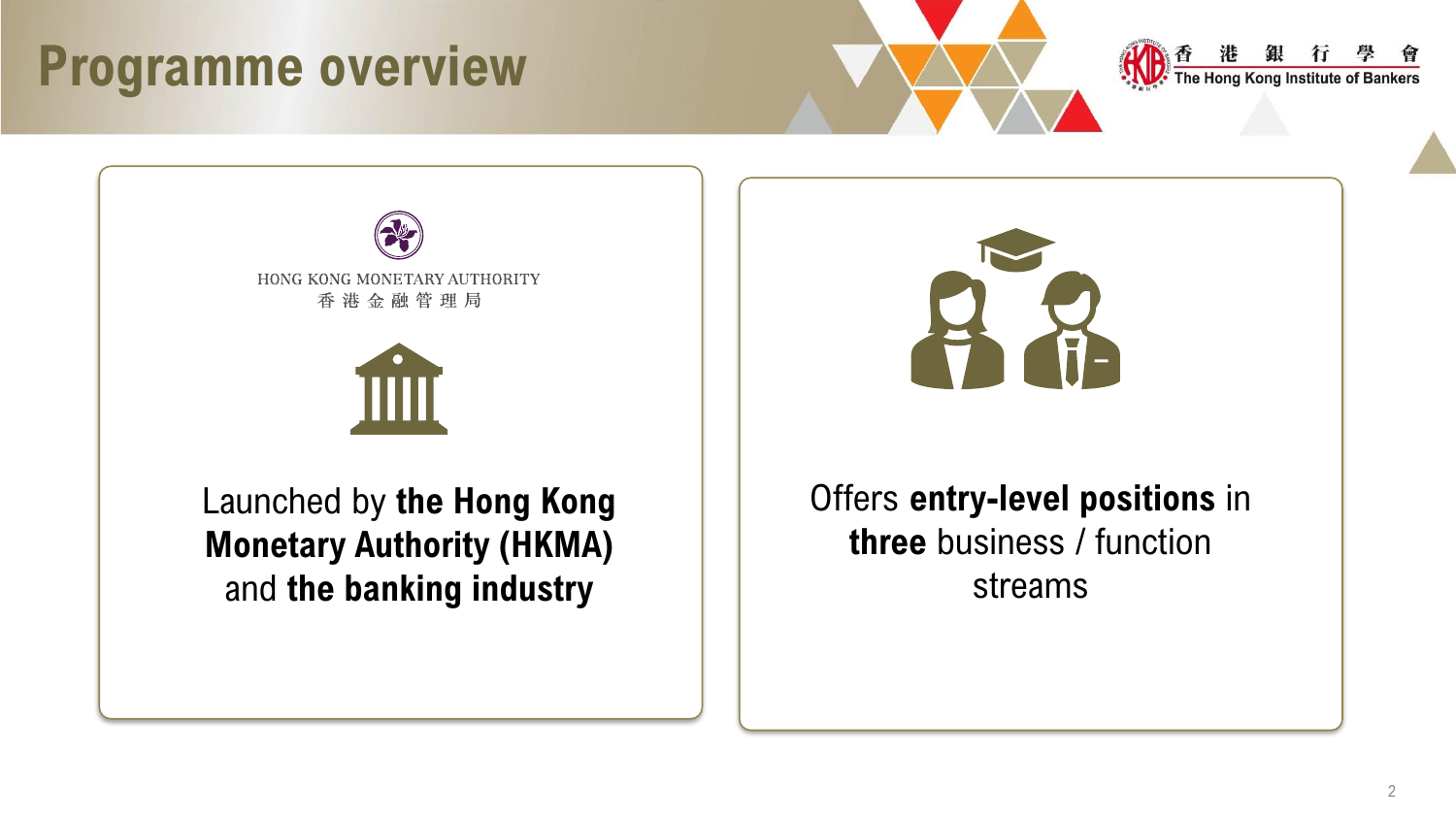# Programme overview

HONG KONG MONETARY AUTHORITY
香 港 金 融 管 理 局

Launched by **the Hong Kong Monetary Authority (HKMA)** and **the banking industry**

Offers **entry-level positions** in **three** business / function streams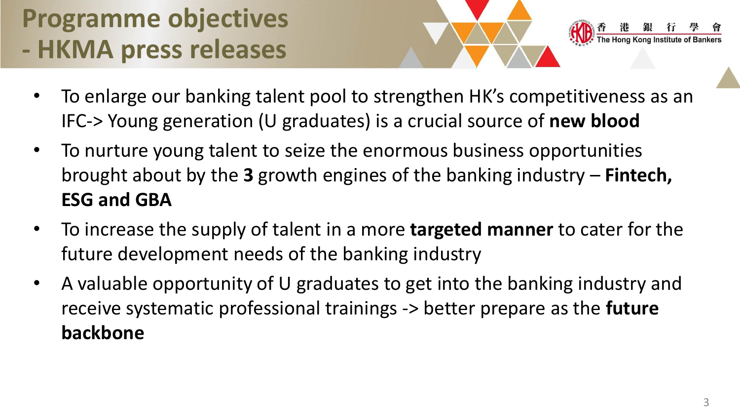# Programme objectives - HKMA press releases

- To enlarge our banking talent pool to strengthen HK's competitiveness as an IFC-> Young generation (U graduates) is a crucial source of **new blood**
- To nurture young talent to seize the enormous business opportunities brought about by the **3** growth engines of the banking industry – **Fintech, ESG and GBA**
- To increase the supply of talent in a more **targeted manner** to cater for the future development needs of the banking industry
- A valuable opportunity of U graduates to get into the banking industry and receive systematic professional trainings -> better prepare as the **future backbone**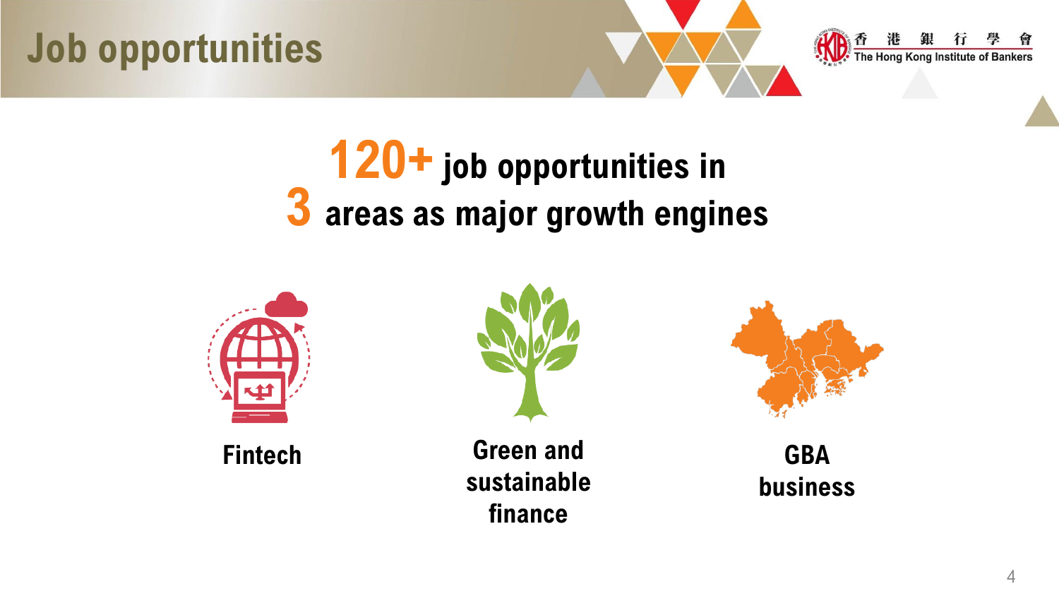# Job opportunities

## 120+ job opportunities in 3 areas as major growth engines

- **Fintech**
- **Green and sustainable finance**
- **GBA business**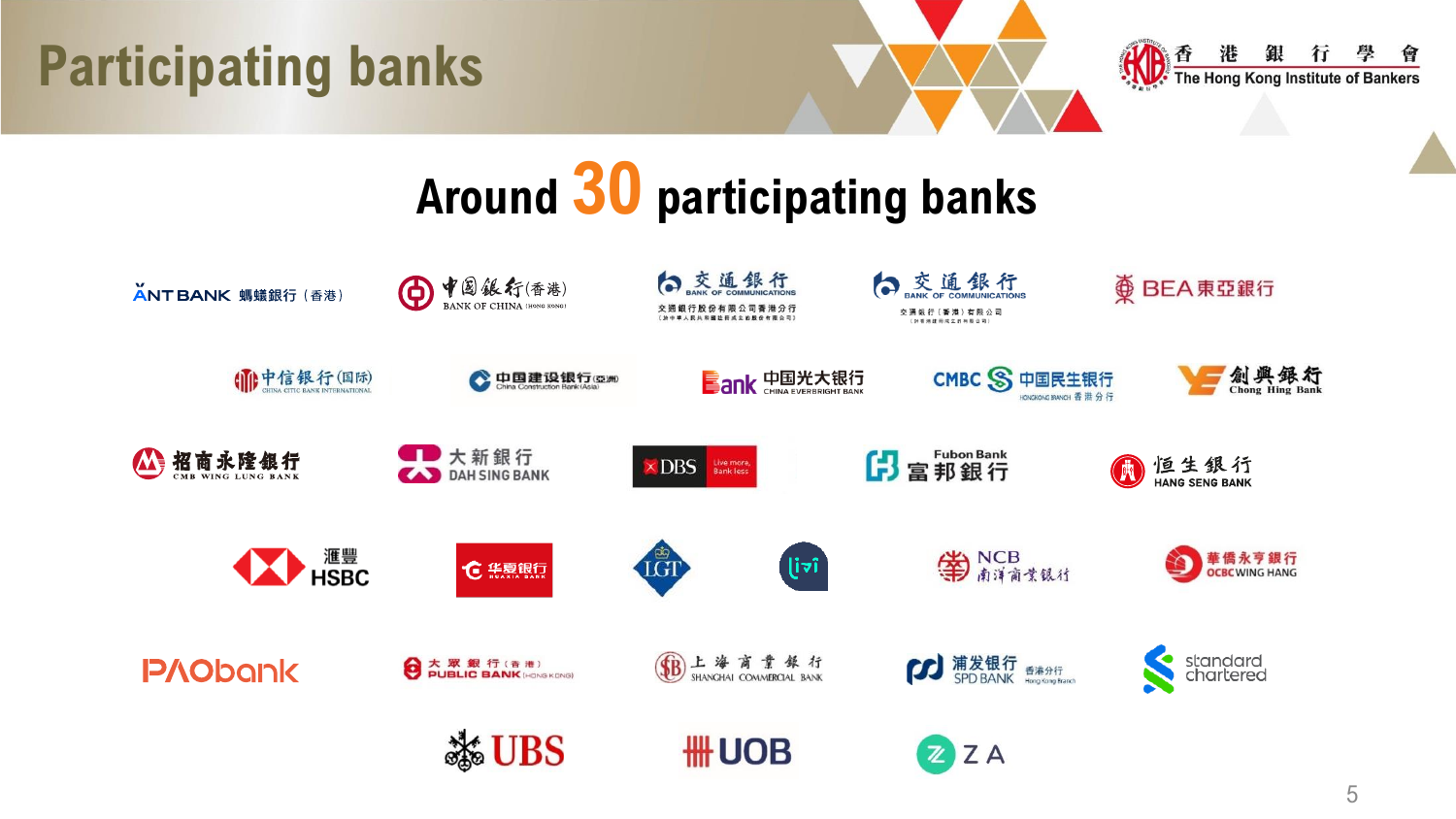# Participating banks

## Around 30 participating banks

- ANT BANK 螞蟻銀行（香港）
- 中国银行（香港） BANK OF CHINA (HONG KONG)
- 交通銀行 BANK OF COMMUNICATIONS 交通銀行股份有限公司香港分行
- 交通銀行 BANK OF COMMUNICATIONS 交通銀行（香港）有限公司
- BEA東亞銀行
- 中信银行(国际) CHINA CITIC BANK INTERNATIONAL
- 中国建设银行(亚洲) China Construction Bank (Asia)
- 中国光大银行 CHINA EVERBRIGHT BANK
- CMBC 中国民生银行 HONGKONG BRANCH 香港分行
- 創興銀行 Chong Hing Bank
- 招商永隆銀行 CMB WING LUNG BANK
- 大新銀行 DAH SING BANK
- DBS Live more, Bank less
- Fubon Bank 富邦銀行
- 恒生銀行 HANG SENG BANK
- 滙豐 HSBC
- 华夏银行 HUAXIA BANK
- LGT
- livi
- NCB 南洋商業銀行
- 華僑永亨銀行 OCBC WING HANG
- PAObank
- 大眾銀行（香港） PUBLIC BANK (HONG KONG)
- 上海商業銀行 SHANGHAI COMMERCIAL BANK
- 浦发银行 SPD BANK 香港分行 Hong Kong Branch
- standard chartered
- UBS
- UOB
- ZA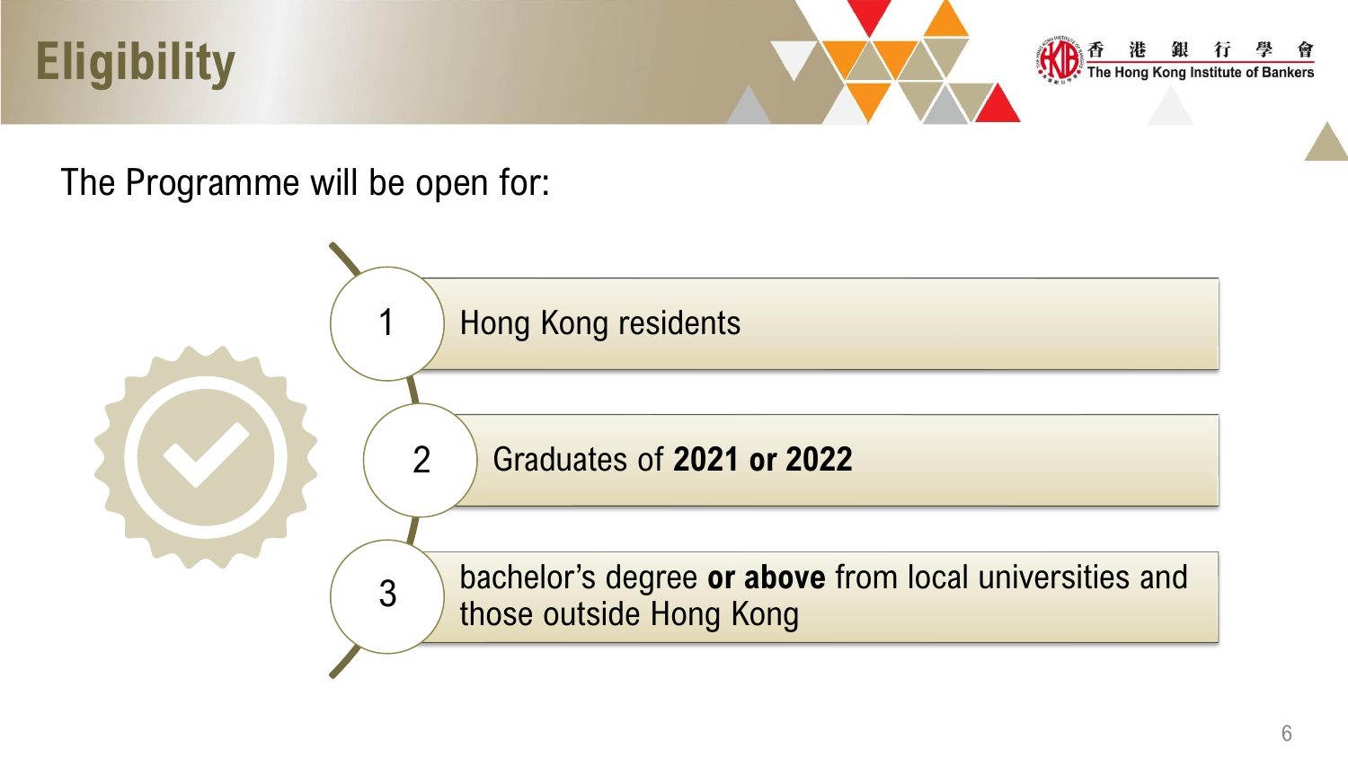# Eligibility

The Programme will be open for:

1. Hong Kong residents
2. Graduates of **2021 or 2022**
3. bachelor's degree **or above** from local universities and those outside Hong Kong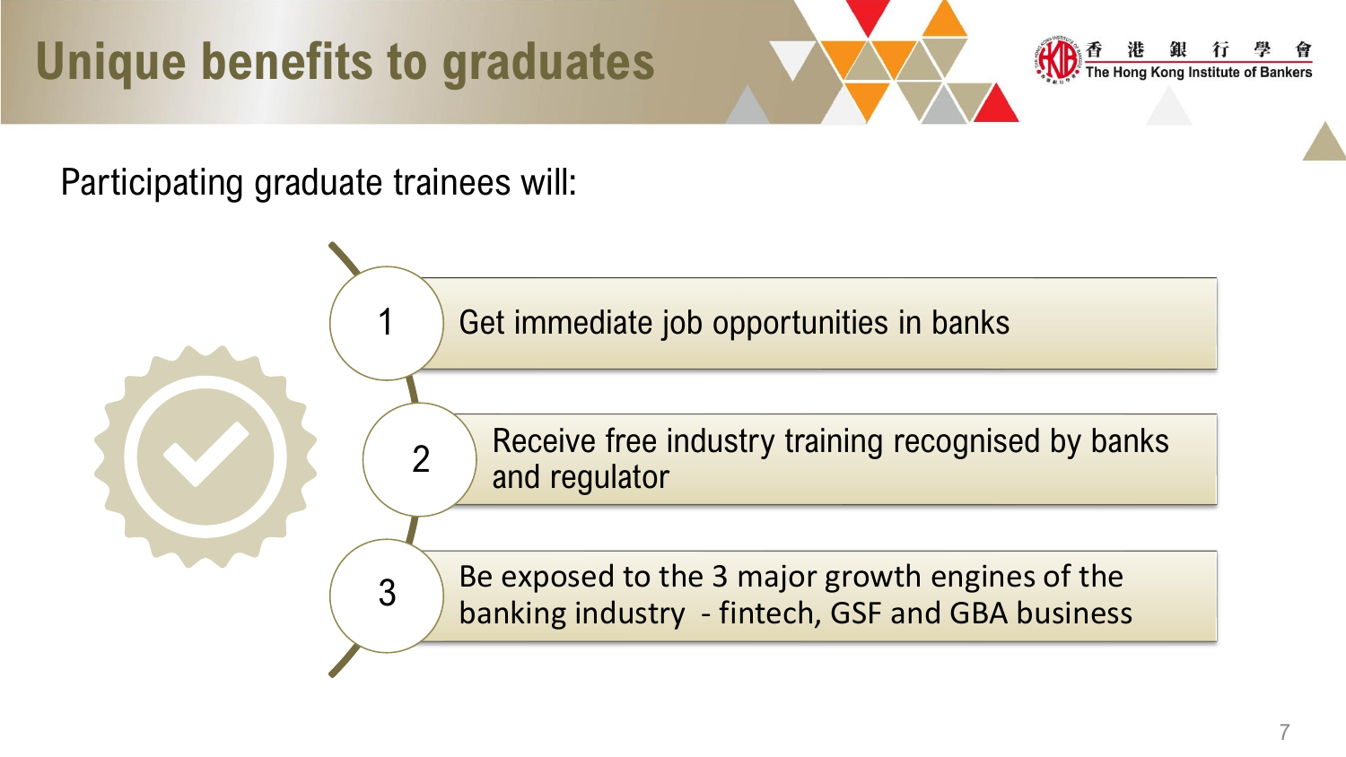# Unique benefits to graduates

Participating graduate trainees will:

1. Get immediate job opportunities in banks
2. Receive free industry training recognised by banks and regulator
3. Be exposed to the 3 major growth engines of the banking industry - fintech, GSF and GBA business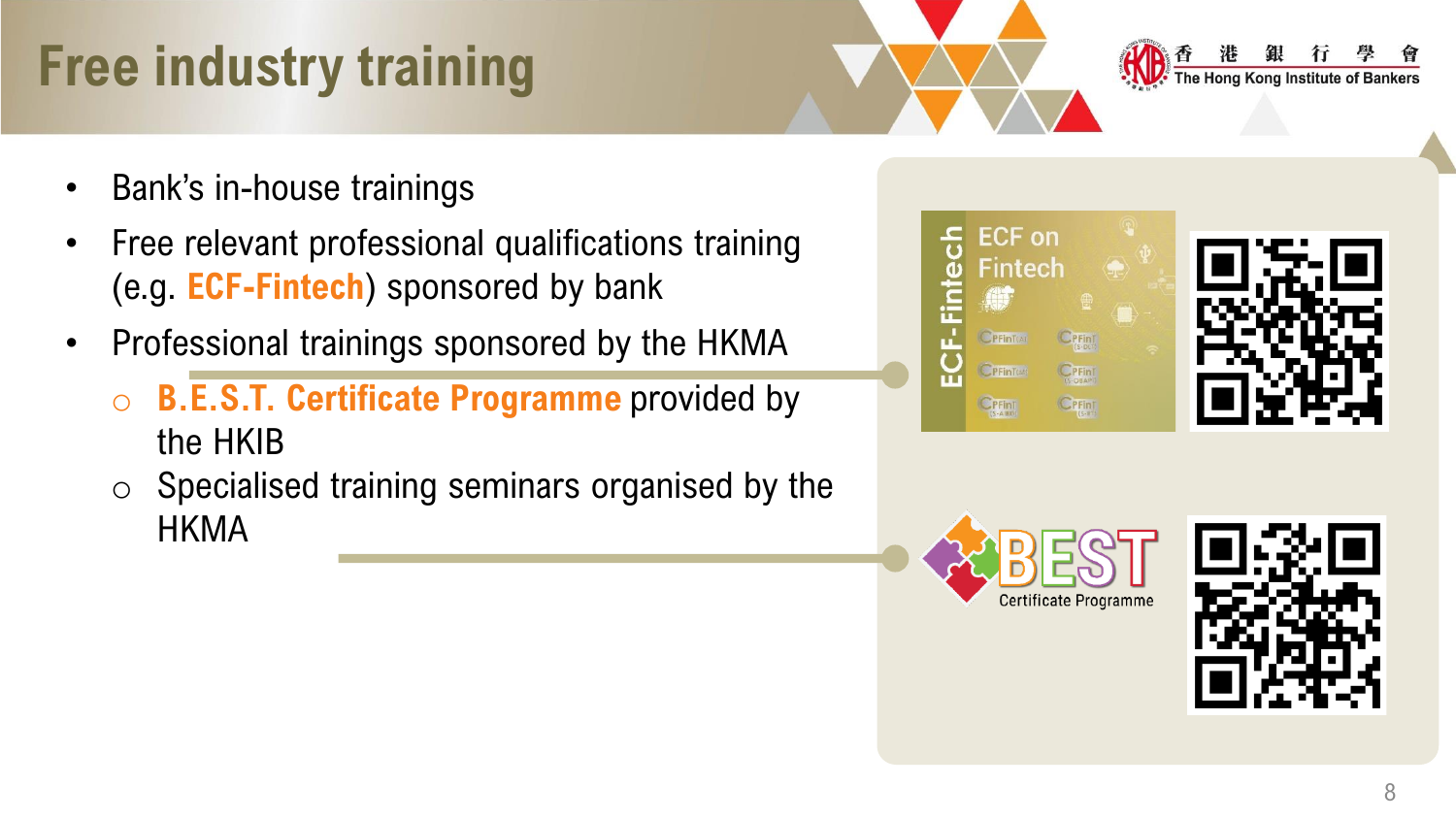# Free industry training

- Bank's in-house trainings
- Free relevant professional qualifications training (e.g. **ECF-Fintech**) sponsored by bank
- Professional trainings sponsored by the HKMA
  - **B.E.S.T. Certificate Programme** provided by the HKIB
  - Specialised training seminars organised by the HKMA

ECF-Fintech

ECF on Fintech

BEST Certificate Programme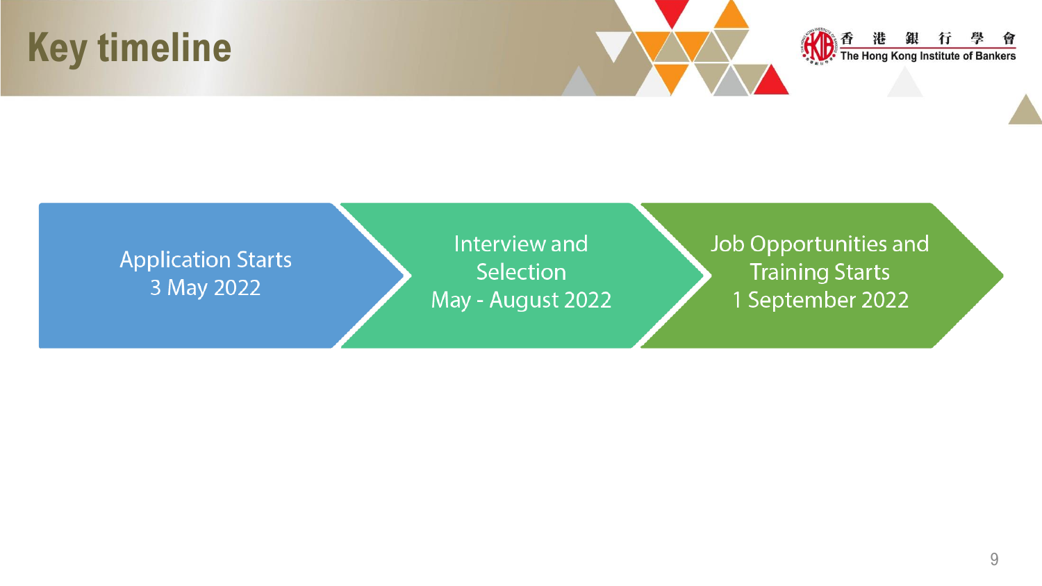# Key timeline

香港銀行學會
The Hong Kong Institute of Bankers

- **Application Starts**
  3 May 2022
- **Interview and Selection**
  May - August 2022
- **Job Opportunities and Training Starts**
  1 September 2022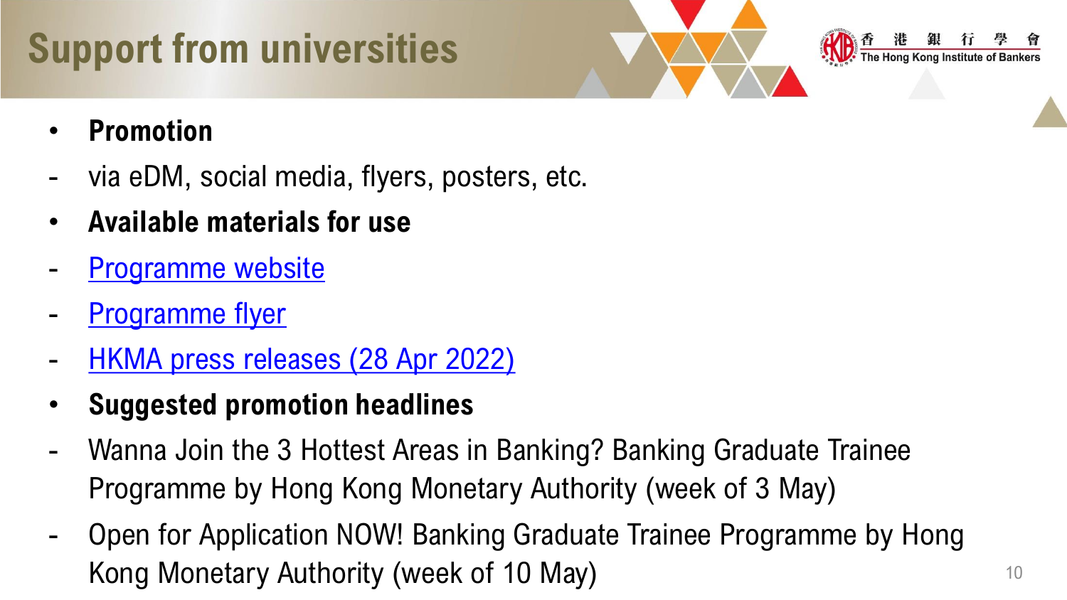# Support from universities

- **Promotion**
  - via eDM, social media, flyers, posters, etc.
- **Available materials for use**
  - Programme website
  - Programme flyer
  - HKMA press releases (28 Apr 2022)
- **Suggested promotion headlines**
  - Wanna Join the 3 Hottest Areas in Banking? Banking Graduate Trainee Programme by Hong Kong Monetary Authority (week of 3 May)
  - Open for Application NOW! Banking Graduate Trainee Programme by Hong Kong Monetary Authority (week of 10 May)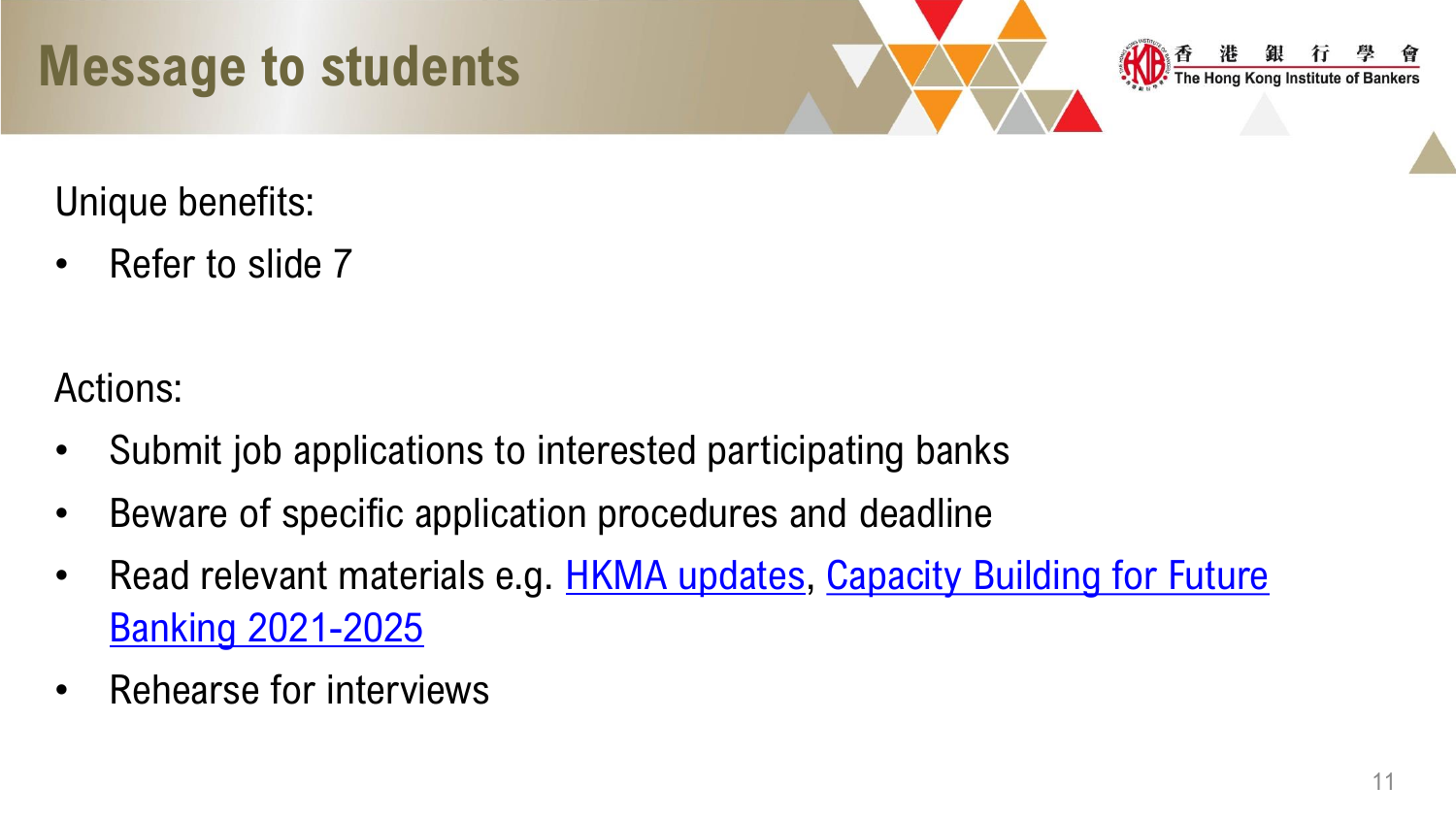# Message to students

Unique benefits:

- Refer to slide 7

Actions:

- Submit job applications to interested participating banks
- Beware of specific application procedures and deadline
- Read relevant materials e.g. HKMA updates, Capacity Building for Future Banking 2021-2025
- Rehearse for interviews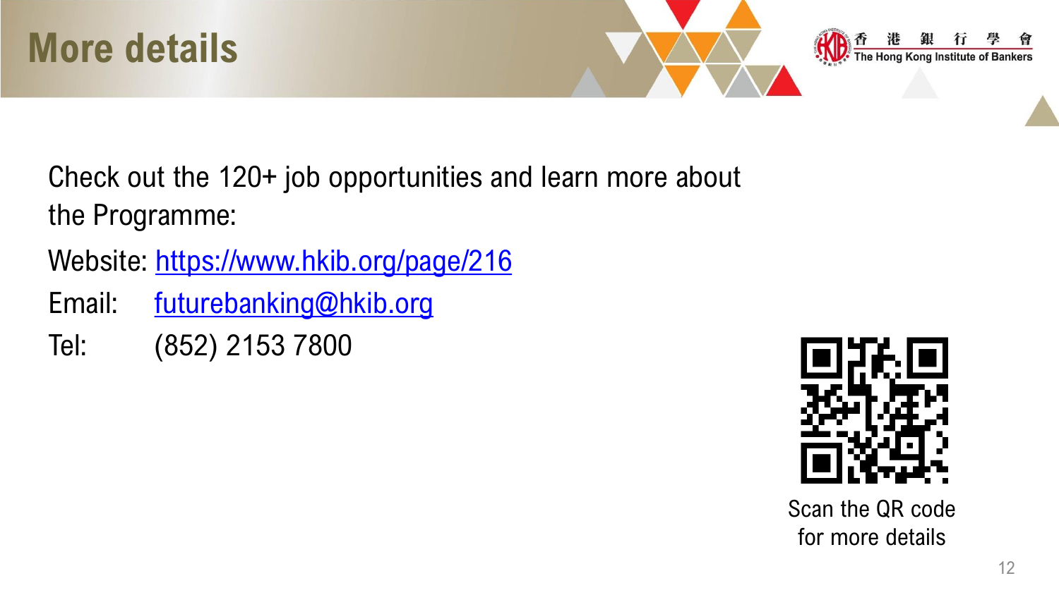# More details

Check out the 120+ job opportunities and learn more about the Programme:

Website: https://www.hkib.org/page/216

Email: futurebanking@hkib.org

Tel: (852) 2153 7800

Scan the QR code for more details